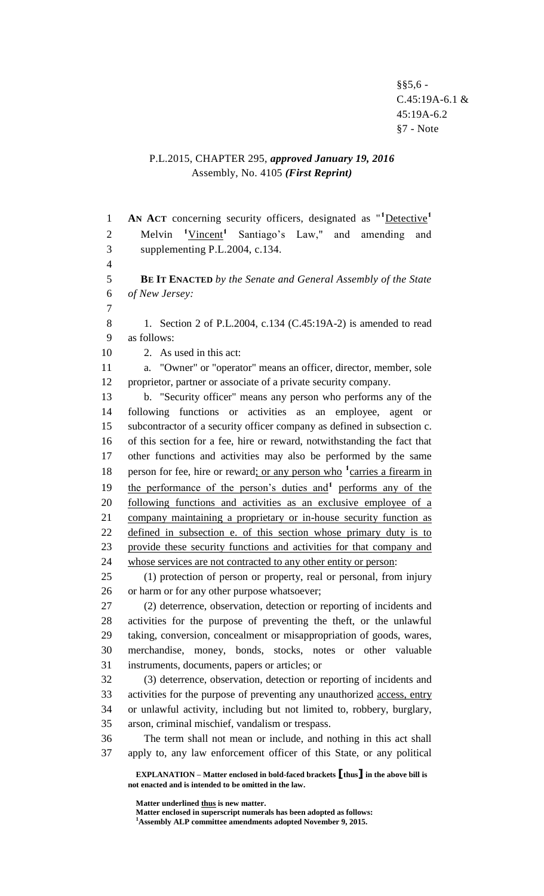§§5,6 -
C.45:19A-6.1 &
45:19A-6.2
§7 - Note

P.L.2015, CHAPTER 295, ***approved January 19, 2016***
Assembly, No. 4105 ***(First Reprint)***

**AN ACT** concerning security officers, designated as "[1]Detective[1] Melvin [1]Vincent[1] Santiago's Law," and amending and supplementing P.L.2004, c.134.

**BE IT ENACTED** *by the Senate and General Assembly of the State of New Jersey:*

1. Section 2 of P.L.2004, c.134 (C.45:19A-2) is amended to read as follows:

2. As used in this act:

a. "Owner" or "operator" means an officer, director, member, sole proprietor, partner or associate of a private security company.

b. "Security officer" means any person who performs any of the following functions or activities as an employee, agent or subcontractor of a security officer company as defined in subsection c. of this section for a fee, hire or reward, notwithstanding the fact that other functions and activities may also be performed by the same person for fee, hire or reward; or any person who [1]carries a firearm in the performance of the person's duties and[1] performs any of the following functions and activities as an exclusive employee of a company maintaining a proprietary or in-house security function as defined in subsection e. of this section whose primary duty is to provide these security functions and activities for that company and whose services are not contracted to any other entity or person:

(1) protection of person or property, real or personal, from injury or harm or for any other purpose whatsoever;

(2) deterrence, observation, detection or reporting of incidents and activities for the purpose of preventing the theft, or the unlawful taking, conversion, concealment or misappropriation of goods, wares, merchandise, money, bonds, stocks, notes or other valuable instruments, documents, papers or articles; or

(3) deterrence, observation, detection or reporting of incidents and activities for the purpose of preventing any unauthorized access, entry or unlawful activity, including but not limited to, robbery, burglary, arson, criminal mischief, vandalism or trespass.

The term shall not mean or include, and nothing in this act shall apply to, any law enforcement officer of this State, or any political

**EXPLANATION – Matter enclosed in bold-faced brackets [thus] in the above bill is not enacted and is intended to be omitted in the law.**

**Matter underlined thus is new matter.**
**Matter enclosed in superscript numerals has been adopted as follows:**
**[1]Assembly ALP committee amendments adopted November 9, 2015.**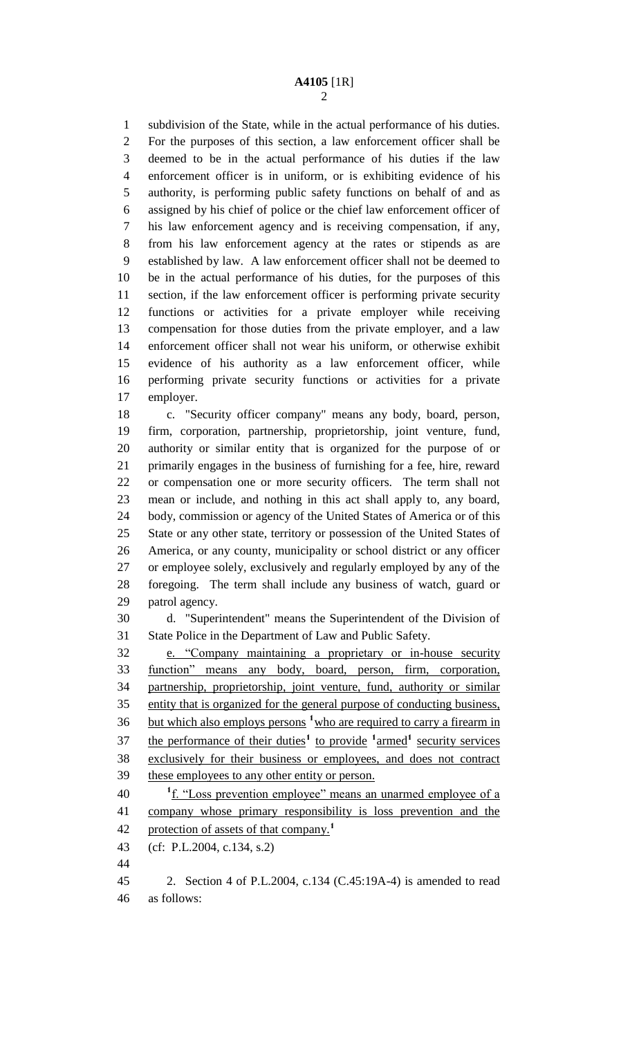subdivision of the State, while in the actual performance of his duties. For the purposes of this section, a law enforcement officer shall be deemed to be in the actual performance of his duties if the law enforcement officer is in uniform, or is exhibiting evidence of his authority, is performing public safety functions on behalf of and as assigned by his chief of police or the chief law enforcement officer of his law enforcement agency and is receiving compensation, if any, from his law enforcement agency at the rates or stipends as are established by law. A law enforcement officer shall not be deemed to be in the actual performance of his duties, for the purposes of this section, if the law enforcement officer is performing private security functions or activities for a private employer while receiving compensation for those duties from the private employer, and a law enforcement officer shall not wear his uniform, or otherwise exhibit evidence of his authority as a law enforcement officer, while performing private security functions or activities for a private employer.

c. "Security officer company" means any body, board, person, firm, corporation, partnership, proprietorship, joint venture, fund, authority or similar entity that is organized for the purpose of or primarily engages in the business of furnishing for a fee, hire, reward or compensation one or more security officers. The term shall not mean or include, and nothing in this act shall apply to, any board, body, commission or agency of the United States of America or of this State or any other state, territory or possession of the United States of America, or any county, municipality or school district or any officer or employee solely, exclusively and regularly employed by any of the foregoing. The term shall include any business of watch, guard or patrol agency.

d. "Superintendent" means the Superintendent of the Division of State Police in the Department of Law and Public Safety.

e. "Company maintaining a proprietary or in-house security function" means any body, board, person, firm, corporation, partnership, proprietorship, joint venture, fund, authority or similar entity that is organized for the general purpose of conducting business, but which also employs persons [1]who are required to carry a firearm in the performance of their duties[1] to provide [1]armed[1] security services exclusively for their business or employees, and does not contract these employees to any other entity or person.

[1]f. "Loss prevention employee" means an unarmed employee of a company whose primary responsibility is loss prevention and the protection of assets of that company.[1]

(cf: P.L.2004, c.134, s.2)

2. Section 4 of P.L.2004, c.134 (C.45:19A-4) is amended to read as follows: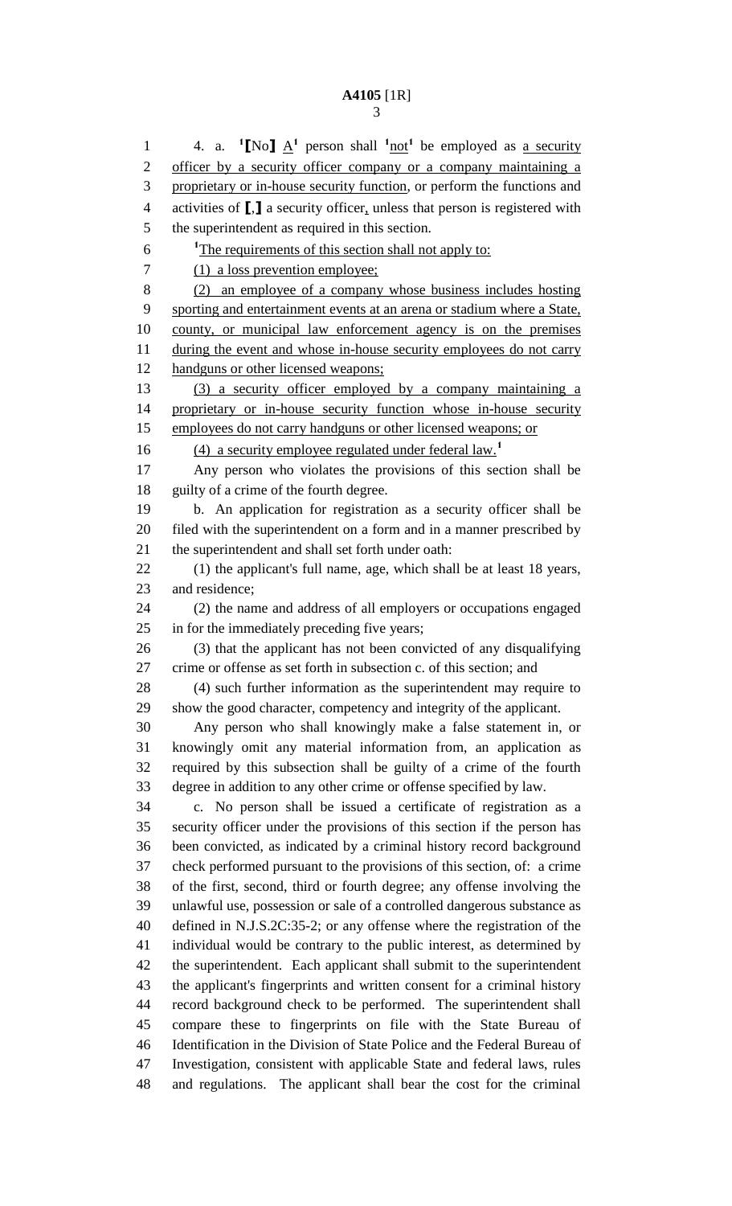4. a. [1][No] A[1] person shall [1]not[1] be employed as a security officer by a security officer company or a company maintaining a proprietary or in-house security function, or perform the functions and activities of [,] a security officer, unless that person is registered with the superintendent as required in this section.

[1]The requirements of this section shall not apply to:

(1) a loss prevention employee;

(2) an employee of a company whose business includes hosting sporting and entertainment events at an arena or stadium where a State, county, or municipal law enforcement agency is on the premises during the event and whose in-house security employees do not carry handguns or other licensed weapons;

(3) a security officer employed by a company maintaining a proprietary or in-house security function whose in-house security employees do not carry handguns or other licensed weapons; or

(4) a security employee regulated under federal law.[1]

Any person who violates the provisions of this section shall be guilty of a crime of the fourth degree.

b. An application for registration as a security officer shall be filed with the superintendent on a form and in a manner prescribed by the superintendent and shall set forth under oath:

(1) the applicant's full name, age, which shall be at least 18 years, and residence;

(2) the name and address of all employers or occupations engaged in for the immediately preceding five years;

(3) that the applicant has not been convicted of any disqualifying crime or offense as set forth in subsection c. of this section; and

(4) such further information as the superintendent may require to show the good character, competency and integrity of the applicant.

Any person who shall knowingly make a false statement in, or knowingly omit any material information from, an application as required by this subsection shall be guilty of a crime of the fourth degree in addition to any other crime or offense specified by law.

c. No person shall be issued a certificate of registration as a security officer under the provisions of this section if the person has been convicted, as indicated by a criminal history record background check performed pursuant to the provisions of this section, of: a crime of the first, second, third or fourth degree; any offense involving the unlawful use, possession or sale of a controlled dangerous substance as defined in N.J.S.2C:35-2; or any offense where the registration of the individual would be contrary to the public interest, as determined by the superintendent. Each applicant shall submit to the superintendent the applicant's fingerprints and written consent for a criminal history record background check to be performed. The superintendent shall compare these to fingerprints on file with the State Bureau of Identification in the Division of State Police and the Federal Bureau of Investigation, consistent with applicable State and federal laws, rules and regulations. The applicant shall bear the cost for the criminal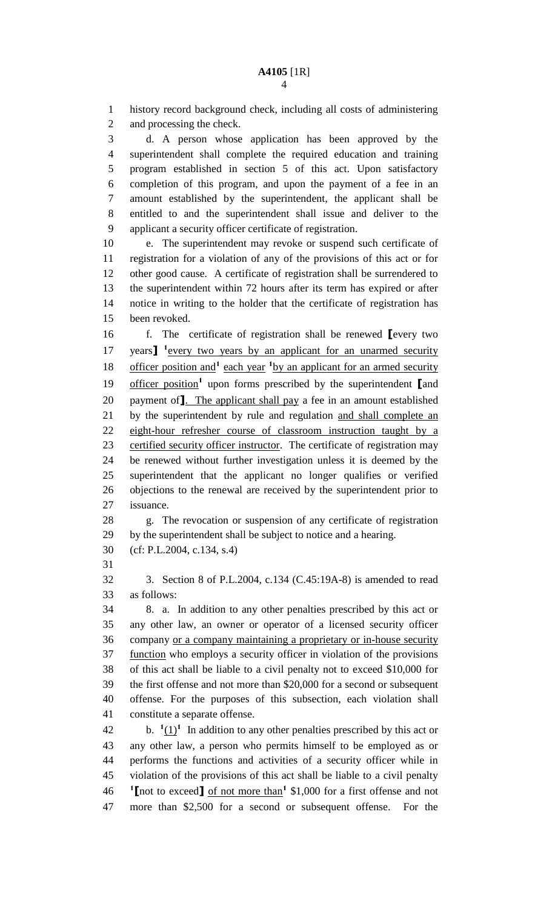history record background check, including all costs of administering and processing the check.

d. A person whose application has been approved by the superintendent shall complete the required education and training program established in section 5 of this act. Upon satisfactory completion of this program, and upon the payment of a fee in an amount established by the superintendent, the applicant shall be entitled to and the superintendent shall issue and deliver to the applicant a security officer certificate of registration.

e. The superintendent may revoke or suspend such certificate of registration for a violation of any of the provisions of this act or for other good cause. A certificate of registration shall be surrendered to the superintendent within 72 hours after its term has expired or after notice in writing to the holder that the certificate of registration has been revoked.

f. The certificate of registration shall be renewed [every two years] [1]every two years by an applicant for an unarmed security officer position and[1] each year [1]by an applicant for an armed security officer position[1] upon forms prescribed by the superintendent [and payment of]. The applicant shall pay a fee in an amount established by the superintendent by rule and regulation and shall complete an eight-hour refresher course of classroom instruction taught by a certified security officer instructor. The certificate of registration may be renewed without further investigation unless it is deemed by the superintendent that the applicant no longer qualifies or verified objections to the renewal are received by the superintendent prior to issuance.

g. The revocation or suspension of any certificate of registration by the superintendent shall be subject to notice and a hearing.

(cf: P.L.2004, c.134, s.4)

3. Section 8 of P.L.2004, c.134 (C.45:19A-8) is amended to read as follows:

8. a. In addition to any other penalties prescribed by this act or any other law, an owner or operator of a licensed security officer company or a company maintaining a proprietary or in-house security function who employs a security officer in violation of the provisions of this act shall be liable to a civil penalty not to exceed $10,000 for the first offense and not more than $20,000 for a second or subsequent offense. For the purposes of this subsection, each violation shall constitute a separate offense.

b. [1](1)[1] In addition to any other penalties prescribed by this act or any other law, a person who permits himself to be employed as or performs the functions and activities of a security officer while in violation of the provisions of this act shall be liable to a civil penalty [1][not to exceed] of not more than[1] $1,000 for a first offense and not more than $2,500 for a second or subsequent offense. For the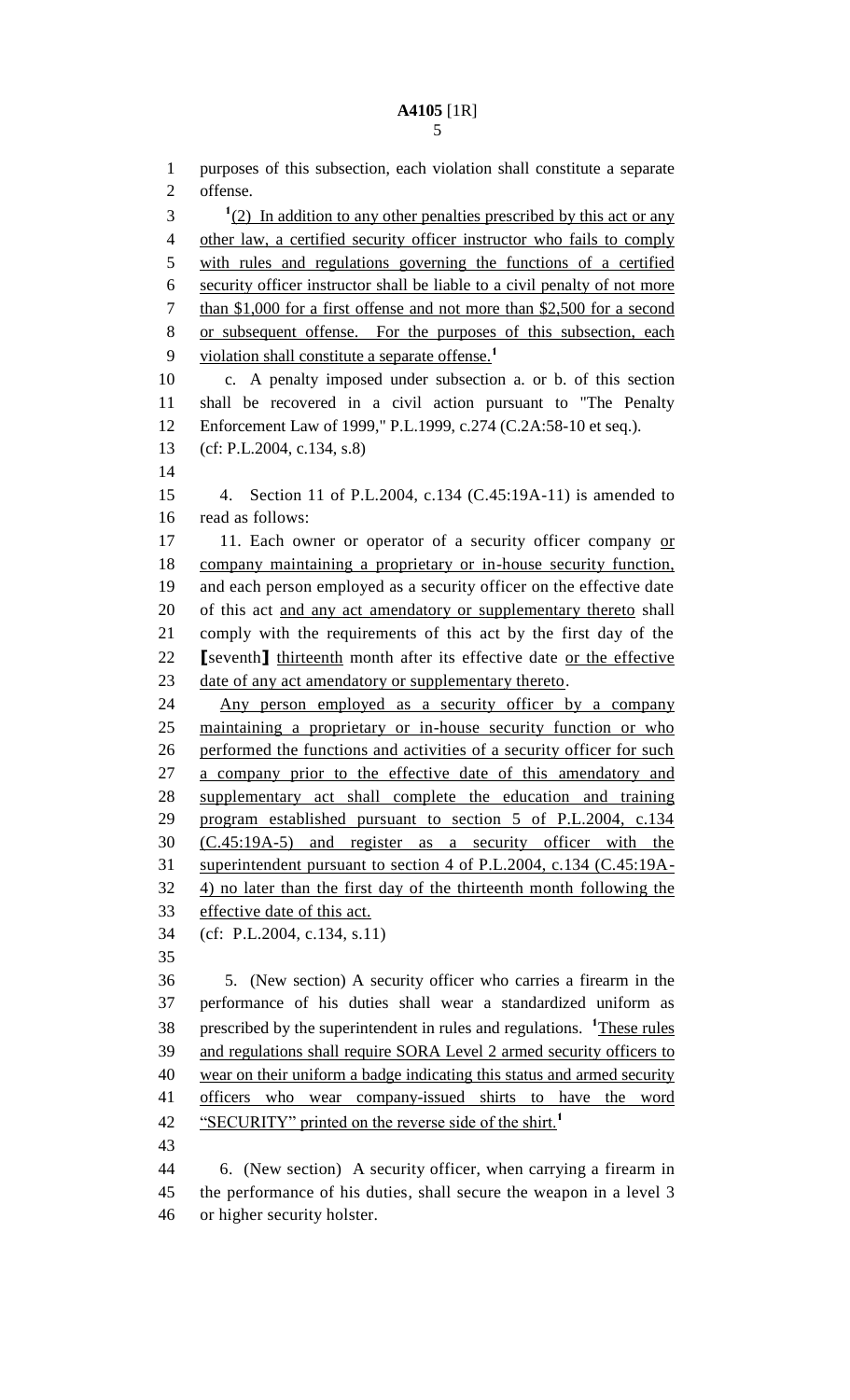purposes of this subsection, each violation shall constitute a separate offense.

[1](2) In addition to any other penalties prescribed by this act or any other law, a certified security officer instructor who fails to comply with rules and regulations governing the functions of a certified security officer instructor shall be liable to a civil penalty of not more than $1,000 for a first offense and not more than $2,500 for a second or subsequent offense. For the purposes of this subsection, each violation shall constitute a separate offense.[1]

c. A penalty imposed under subsection a. or b. of this section shall be recovered in a civil action pursuant to "The Penalty Enforcement Law of 1999," P.L.1999, c.274 (C.2A:58-10 et seq.).

(cf: P.L.2004, c.134, s.8)

4. Section 11 of P.L.2004, c.134 (C.45:19A-11) is amended to read as follows:

11. Each owner or operator of a security officer company or company maintaining a proprietary or in-house security function, and each person employed as a security officer on the effective date of this act and any act amendatory or supplementary thereto shall comply with the requirements of this act by the first day of the [seventh] thirteenth month after its effective date or the effective date of any act amendatory or supplementary thereto.

Any person employed as a security officer by a company maintaining a proprietary or in-house security function or who performed the functions and activities of a security officer for such a company prior to the effective date of this amendatory and supplementary act shall complete the education and training program established pursuant to section 5 of P.L.2004, c.134 (C.45:19A-5) and register as a security officer with the superintendent pursuant to section 4 of P.L.2004, c.134 (C.45:19A-4) no later than the first day of the thirteenth month following the effective date of this act.

(cf: P.L.2004, c.134, s.11)

5. (New section) A security officer who carries a firearm in the performance of his duties shall wear a standardized uniform as prescribed by the superintendent in rules and regulations. [1]These rules and regulations shall require SORA Level 2 armed security officers to wear on their uniform a badge indicating this status and armed security officers who wear company-issued shirts to have the word "SECURITY" printed on the reverse side of the shirt.[1]

6. (New section) A security officer, when carrying a firearm in the performance of his duties, shall secure the weapon in a level 3 or higher security holster.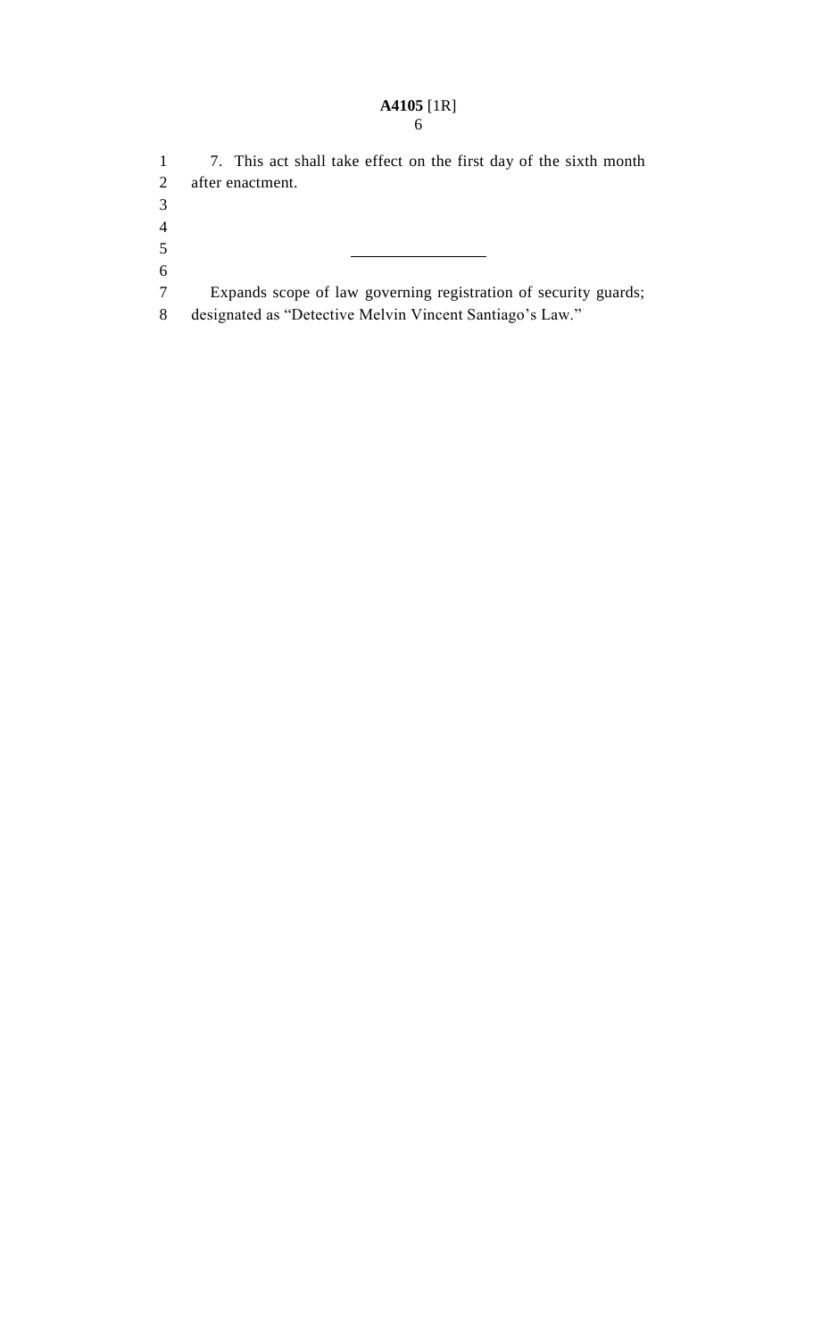7. This act shall take effect on the first day of the sixth month after enactment.

---

Expands scope of law governing registration of security guards; designated as "Detective Melvin Vincent Santiago's Law."